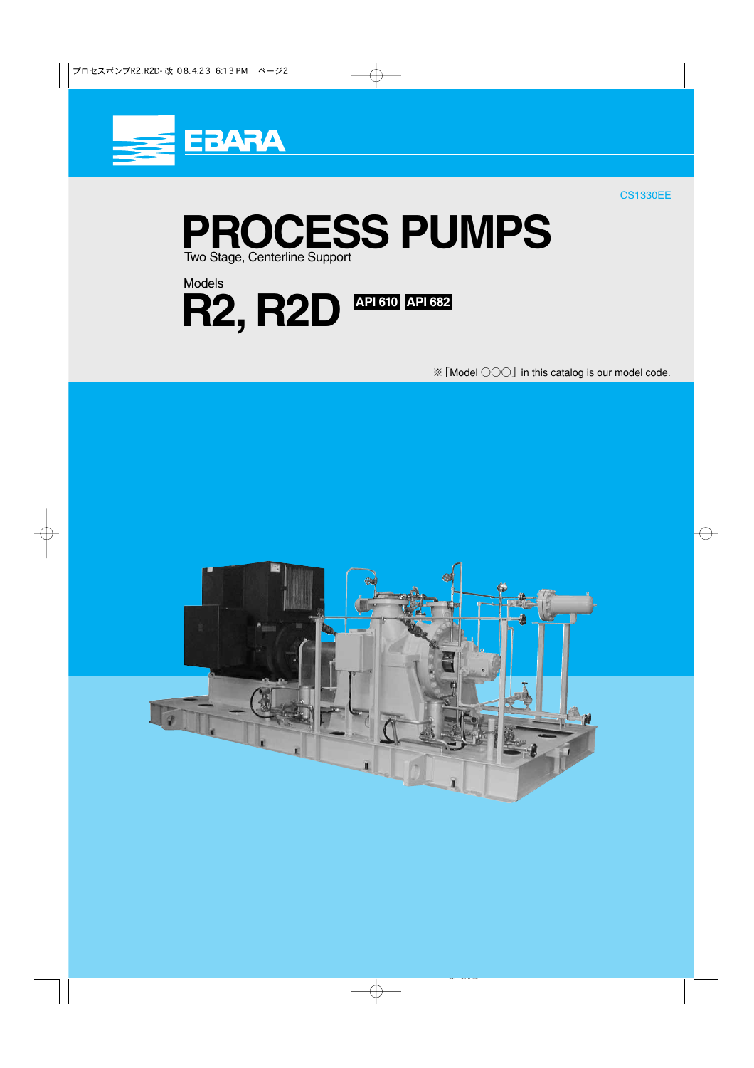EBARA

CS1330EE

# PROCESS PUMPS

Two Stage, Centerline Support

Models

# R2, R2D

**API 610** **API 682**

※「Model ○○○」in this catalog is our model code.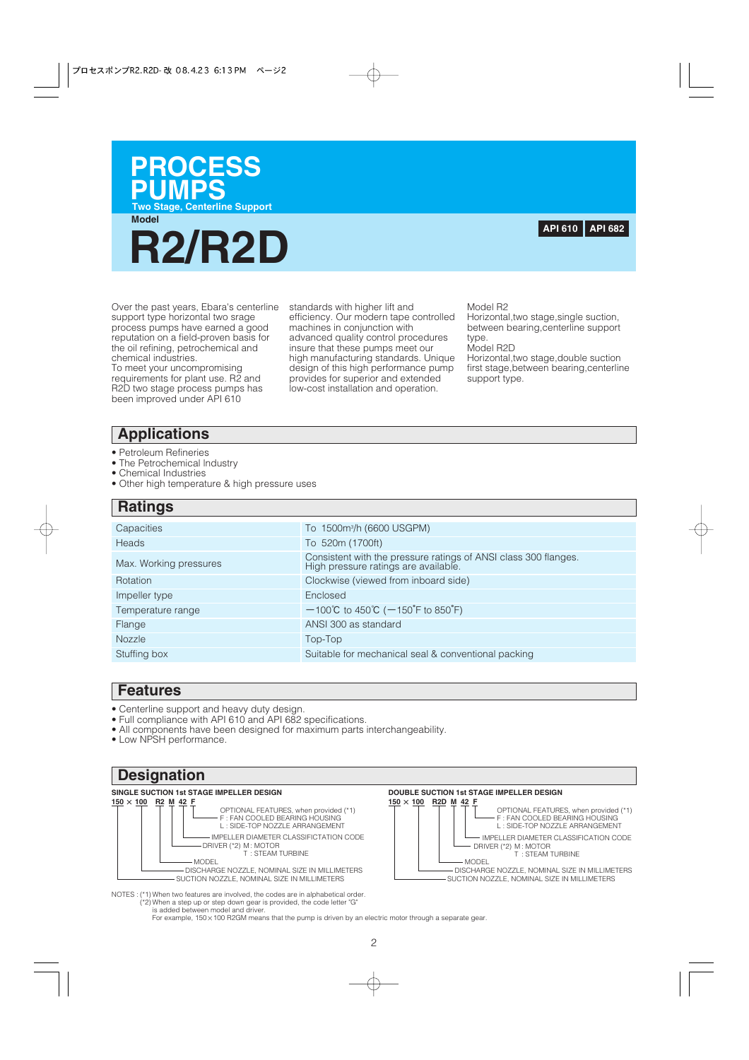# PROCESS PUMPS

Two Stage, Centerline Support

Model

# R2/R2D

**API 610** **API 682**

Over the past years, Ebara's centerline support type horizontal two srage process pumps have earned a good reputation on a field-proven basis for the oil refining, petrochemical and chemical industries.
To meet your uncompromising requirements for plant use. R2 and R2D two stage process pumps has been improved under API 610 standards with higher lift and efficiency. Our modern tape controlled machines in conjunction with advanced quality control procedures insure that these pumps meet our high manufacturing standards. Unique design of this high performance pump provides for superior and extended low-cost installation and operation.

Model R2
Horizontal,two stage,single suction, between bearing,centerline support type.
Model R2D
Horizontal,two stage,double suction first stage,between bearing,centerline support type.

## Applications

- Petroleum Refineries
- The Petrochemical Industry
- Chemical Industries
- Other high temperature & high pressure uses

## Ratings

| | |
|---|---|
| Capacities | To 1500m³/h (6600 USGPM) |
| Heads | To 520m (1700ft) |
| Max. Working pressures | Consistent with the pressure ratings of ANSI class 300 flanges. High pressure ratings are available. |
| Rotation | Clockwise (viewed from inboard side) |
| Impeller type | Enclosed |
| Temperature range | −100℃ to 450℃ (−150°F to 850°F) |
| Flange | ANSI 300 as standard |
| Nozzle | Top-Top |
| Stuffing box | Suitable for mechanical seal & conventional packing |

## Features

- Centerline support and heavy duty design.
- Full compliance with API 610 and API 682 specifications.
- All components have been designed for maximum parts interchangeability.
- Low NPSH performance.

## Designation

**SINGLE SUCTION 1st STAGE IMPELLER DESIGN**

150 × 100 R2 M 42 F

- F — OPTIONAL FEATURES, when provided (*1)
  - F : FAN COOLED BEARING HOUSING
  - L : SIDE-TOP NOZZLE ARRANGEMENT
- 42 — IMPELLER DIAMETER CLASSIFICATION CODE
- M — DRIVER (*2) M : MOTOR
  - T : STEAM TURBINE
- R2 — MODEL
- 100 — DISCHARGE NOZZLE, NOMINAL SIZE IN MILLIMETERS
- 150 — SUCTION NOZZLE, NOMINAL SIZE IN MILLIMETERS

**DOUBLE SUCTION 1st STAGE IMPELLER DESIGN**

150 × 100 R2D M 42 F

- F — OPTIONAL FEATURES, when provided (*1)
  - F : FAN COOLED BEARING HOUSING
  - L : SIDE-TOP NOZZLE ARRANGEMENT
- 42 — IMPELLER DIAMETER CLASSIFICATION CODE
- M — DRIVER (*2) M : MOTOR
  - T : STEAM TURBINE
- R2D — MODEL
- 100 — DISCHARGE NOZZLE, NOMINAL SIZE IN MILLIMETERS
- 150 — SUCTION NOZZLE, NOMINAL SIZE IN MILLIMETERS

NOTES : (*1) When two features are involved, the codes are in alphabetical order.
(*2) When a step up or step down gear is provided, the code letter "G" is added between model and driver.
For example, 150 × 100 R2GM means that the pump is driven by an electric motor through a separate gear.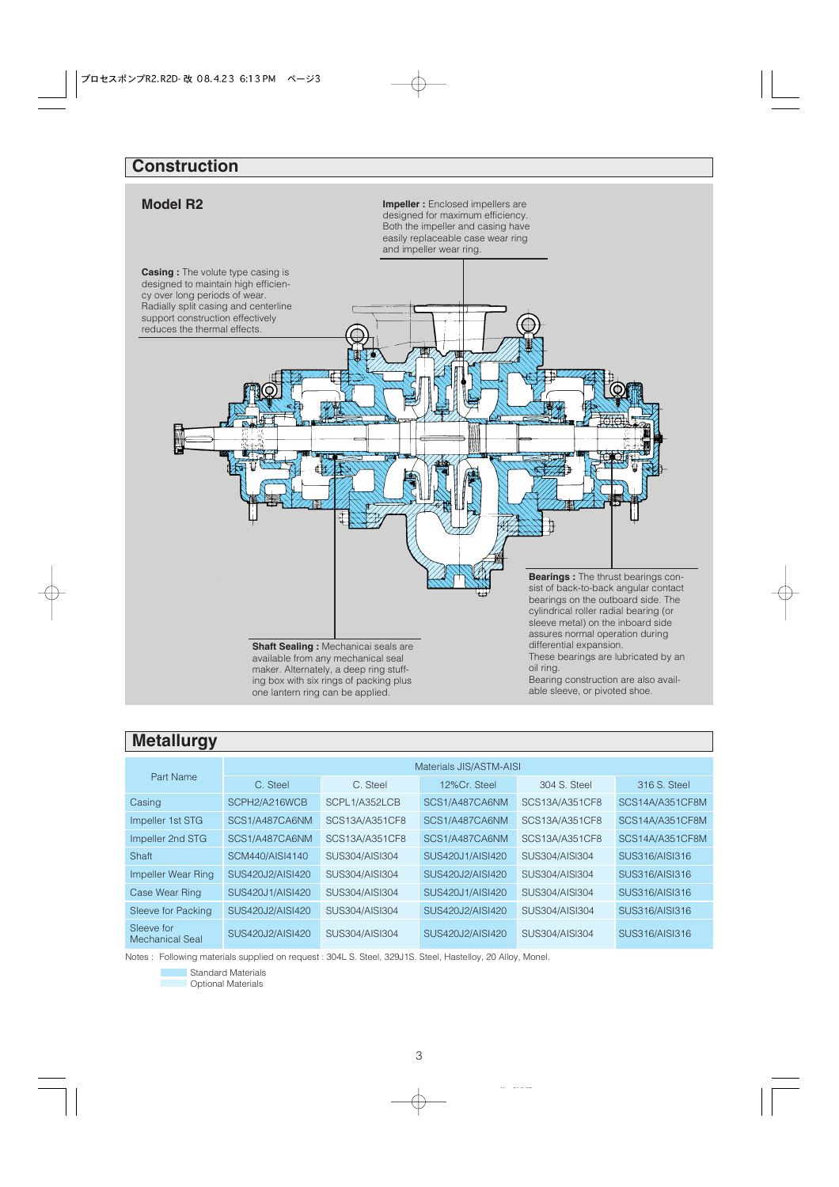## Construction

### Model R2

**Impeller :** Enclosed impellers are designed for maximum efficiency. Both the impeller and casing have easily replaceable case wear ring and impeller wear ring.

**Casing :** The volute type casing is designed to maintain high efficiency over long periods of wear. Radially split casing and centerline support construction effectively reduces the thermal effects.

**Bearings :** The thrust bearings consist of back-to-back angular contact bearings on the outboard side. The cylindrical roller radial bearing (or sleeve metal) on the inboard side assures normal operation during differential expansion.
These bearings are lubricated by an oil ring.
Bearing construction are also available sleeve, or pivoted shoe.

**Shaft Sealing :** Mechanicai seals are available from any mechanical seal maker. Alternately, a deep ring stuffing box with six rings of packing plus one lantern ring can be applied.

## Metallurgy

| Part Name | Materials JIS/ASTM-AISI | | | | |
|---|---|---|---|---|---|
| | C. Steel | C. Steel | 12%Cr. Steel | 304 S. Steel | 316 S. Steel |
| Casing | SCPH2/A216WCB | SCPL1/A352LCB | SCS1/A487CA6NM | SCS13A/A351CF8 | SCS14A/A351CF8M |
| Impeller 1st STG | SCS1/A487CA6NM | SCS13A/A351CF8 | SCS1/A487CA6NM | SCS13A/A351CF8 | SCS14A/A351CF8M |
| Impeller 2nd STG | SCS1/A487CA6NM | SCS13A/A351CF8 | SCS1/A487CA6NM | SCS13A/A351CF8 | SCS14A/A351CF8M |
| Shaft | SCM440/AISI4140 | SUS304/AISI304 | SUS420J1/AISI420 | SUS304/AISI304 | SUS316/AISI316 |
| Impeller Wear Ring | SUS420J2/AISI420 | SUS304/AISI304 | SUS420J2/AISI420 | SUS304/AISI304 | SUS316/AISI316 |
| Case Wear Ring | SUS420J1/AISI420 | SUS304/AISI304 | SUS420J1/AISI420 | SUS304/AISI304 | SUS316/AISI316 |
| Sleeve for Packing | SUS420J2/AISI420 | SUS304/AISI304 | SUS420J2/AISI420 | SUS304/AISI304 | SUS316/AISI316 |
| Sleeve for Mechanical Seal | SUS420J2/AISI420 | SUS304/AISI304 | SUS420J2/AISI420 | SUS304/AISI304 | SUS316/AISI316 |

Notes : Following materials supplied on request : 304L S. Steel, 329J1S. Steel, Hastelloy, 20 Alloy, Monel.

Standard Materials
Optional Materials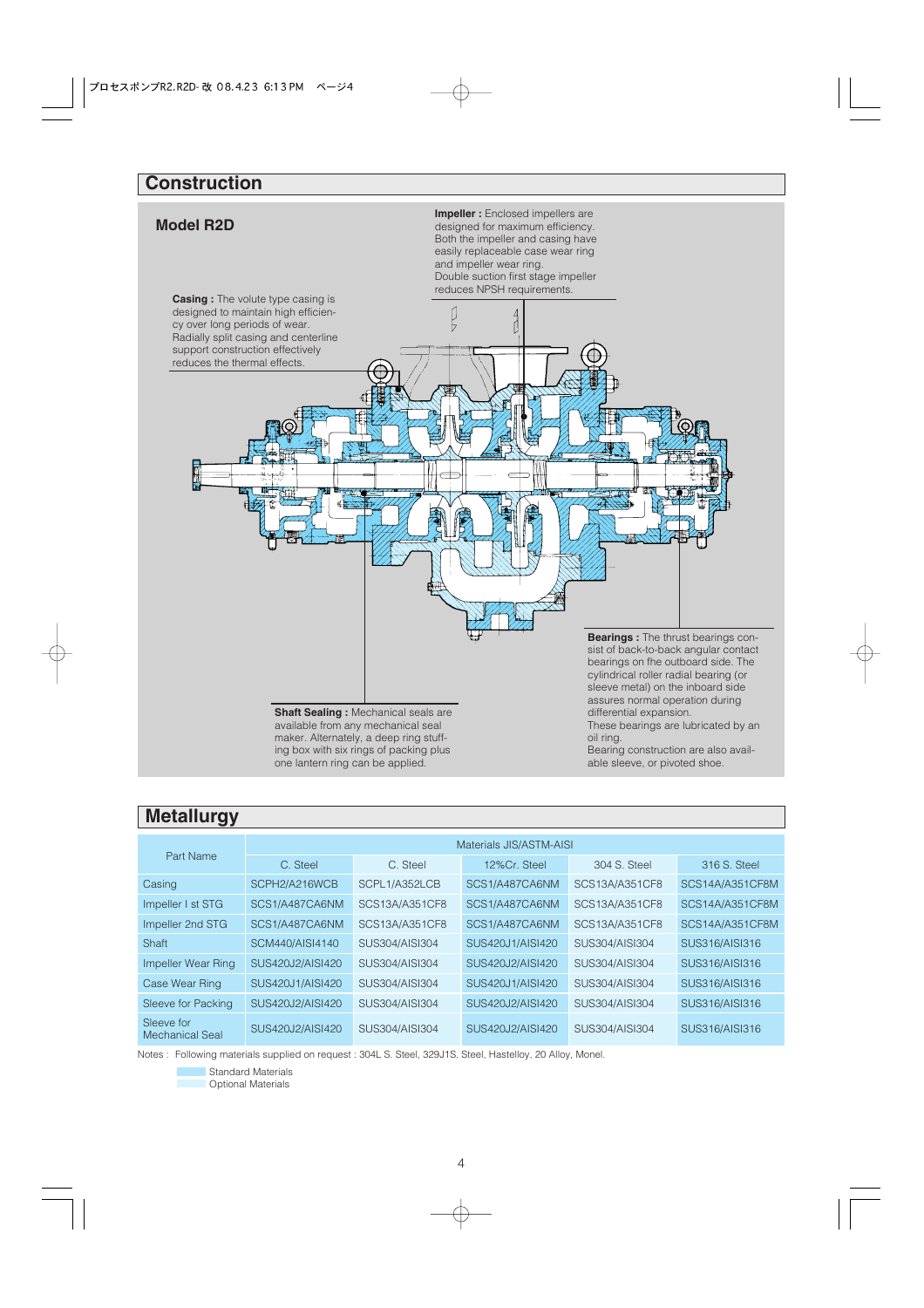## Construction

### Model R2D

**Impeller :** Enclosed impellers are designed for maximum efficiency. Both the impeller and casing have easily replaceable case wear ring and impeller wear ring. Double suction first stage impeller reduces NPSH requirements.

**Casing :** The volute type casing is designed to maintain high efficiency over long periods of wear. Radially split casing and centerline support construction effectively reduces the thermal effects.

**Bearings :** The thrust bearings consist of back-to-back angular contact bearings on fhe outboard side. The cylindrical roller radial bearing (or sleeve metal) on the inboard side assures normal operation during differential expansion.
These bearings are lubricated by an oil ring.
Bearing construction are also available sleeve, or pivoted shoe.

**Shaft Sealing :** Mechanical seals are available from any mechanical seal maker. Alternately, a deep ring stuffing box with six rings of packing plus one lantern ring can be applied.

## Metallurgy

| Part Name | Materials JIS/ASTM-AISI | | | | |
|---|---|---|---|---|---|
| | C. Steel | C. Steel | 12%Cr. Steel | 304 S. Steel | 316 S. Steel |
| Casing | SCPH2/A216WCB | SCPL1/A352LCB | SCS1/A487CA6NM | SCS13A/A351CF8 | SCS14A/A351CF8M |
| Impeller I st STG | SCS1/A487CA6NM | SCS13A/A351CF8 | SCS1/A487CA6NM | SCS13A/A351CF8 | SCS14A/A351CF8M |
| Impeller 2nd STG | SCS1/A487CA6NM | SCS13A/A351CF8 | SCS1/A487CA6NM | SCS13A/A351CF8 | SCS14A/A351CF8M |
| Shaft | SCM440/AISI4140 | SUS304/AISI304 | SUS420J1/AISI420 | SUS304/AISI304 | SUS316/AISI316 |
| Impeller Wear Ring | SUS420J2/AISI420 | SUS304/AISI304 | SUS420J2/AISI420 | SUS304/AISI304 | SUS316/AISI316 |
| Case Wear Ring | SUS420J1/AISI420 | SUS304/AISI304 | SUS420J1/AISI420 | SUS304/AISI304 | SUS316/AISI316 |
| Sleeve for Packing | SUS420J2/AISI420 | SUS304/AISI304 | SUS420J2/AISI420 | SUS304/AISI304 | SUS316/AISI316 |
| Sleeve for Mechanical Seal | SUS420J2/AISI420 | SUS304/AISI304 | SUS420J2/AISI420 | SUS304/AISI304 | SUS316/AISI316 |

Notes : Following materials supplied on request : 304L S. Steel, 329J1S. Steel, Hastelloy, 20 Alloy, Monel.

Standard Materials
Optional Materials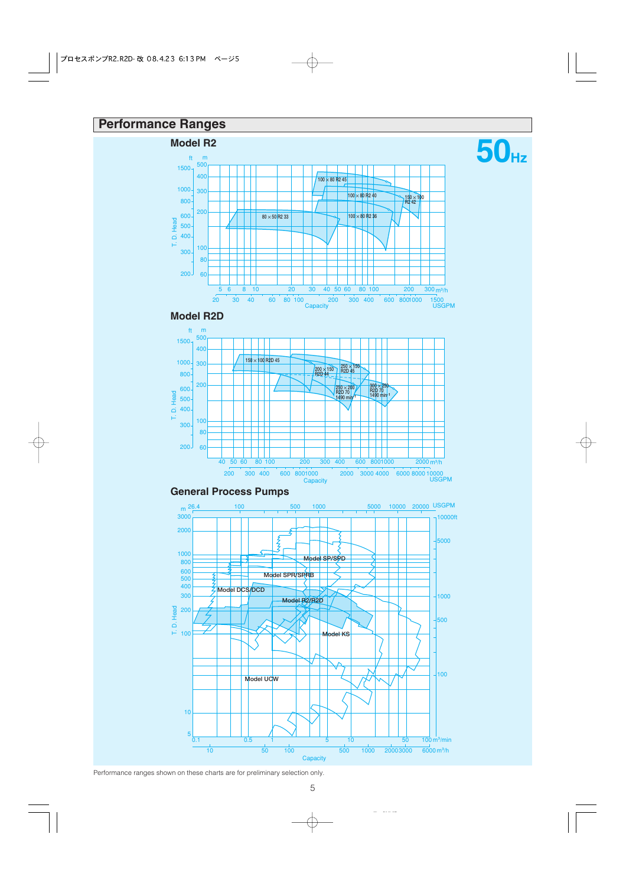# Performance Ranges

**50Hz**

## Model R2

T. D. Head (ft / m) vs. Capacity (m³/h / USGPM)

- 80 × 50 R2 33
- 100 × 80 R2 45
- 100 × 80 R2 40
- 100 × 80 R2 36
- 150 × 100 R2 42

## Model R2D

T. D. Head (ft / m) vs. Capacity (m³/h / USGPM)

- 150 × 100 R2D 45
- 200 × 150 R2D 44
- 250 × 150 R2D 45
- 250 × 200 R2D 70 1490 min⁻¹
- 300 × 250 R2D 70 1490 min⁻¹

## General Process Pumps

T. D. Head (m / ft) vs. Capacity (m³/min / m³/h / USGPM)

- Model SP/SPD
- Model SPR/SPRB
- Model DCS/DCD
- Model R2/R2D
- Model KS
- Model UCW

Performance ranges shown on these charts are for preliminary selection only.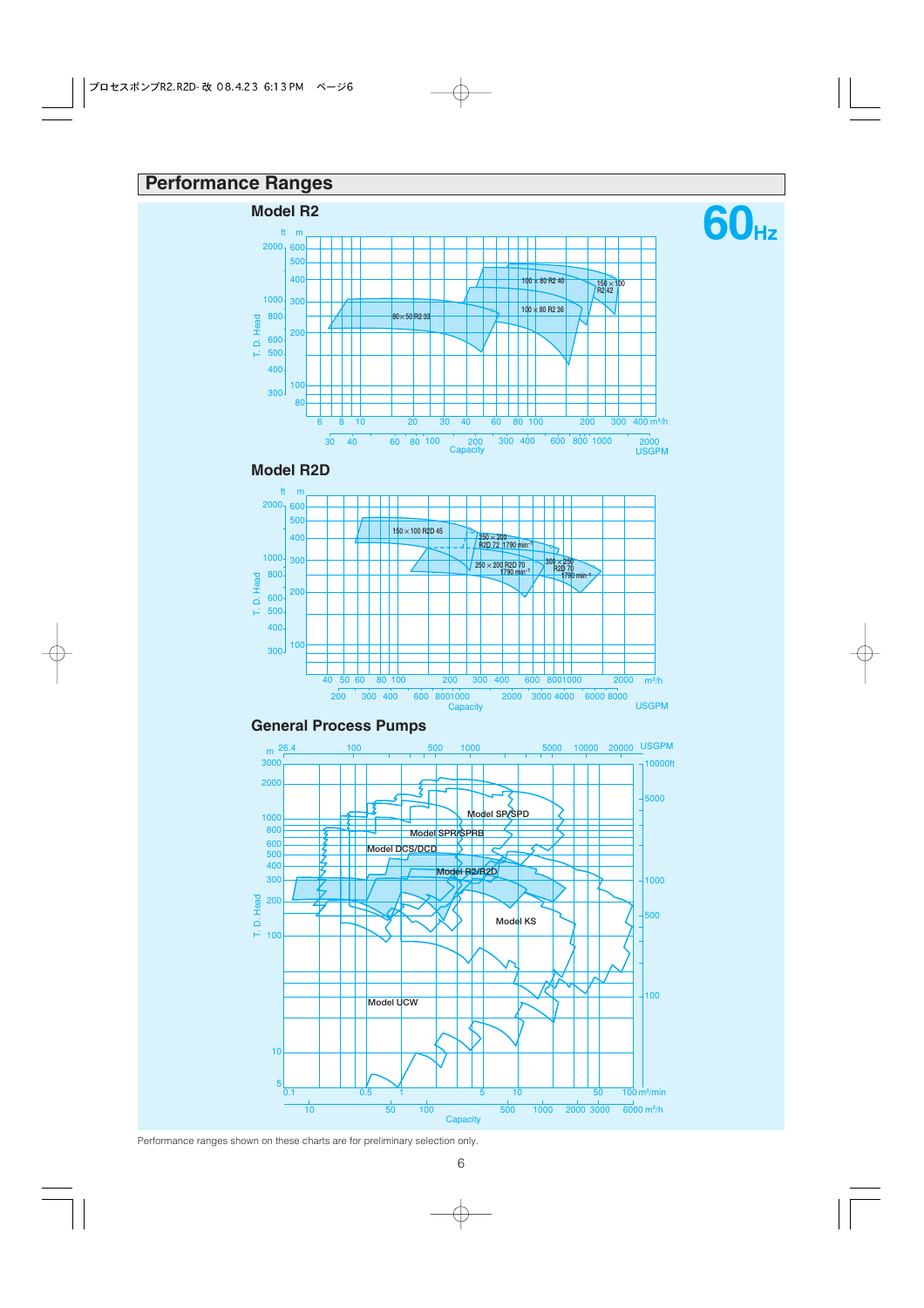## Performance Ranges

**60Hz**

### Model R2

ft m

2000 600 500 400 1000 300 800 200 600 500 400 100 300 80

T. D. Head

80×50 R2 33

100×80 R2 40

150×100 R2 42

100×80 R2 36

6 8 10 20 30 40 60 80 100 200 300 400 m³/h

30 40 60 80 100 200 300 400 600 800 1000 2000 USGPM

Capacity

### Model R2D

ft m

2000 600 500 400 1000 300 800 200 600 500 400 100 300

T. D. Head

150×100 R2D 45

250×200 R2D 72 1790 min⁻¹

250×200 R2D 70 1790 min⁻¹

300×250 R2D 70 1790 min⁻¹

40 50 60 80 100 200 300 400 600 800 1000 2000 m³/h

200 300 400 600 800 1000 2000 3000 4000 6000 8000 USGPM

Capacity

### General Process Pumps

m 26.4 100 500 1000 5000 10000 20000 USGPM

3000 2000 1000 800 600 500 400 300 200 100 10 5

10000ft 5000 1000 500 100

T. D. Head

Model SP/SPD

Model SPR/SPRB

Model DCS/DCD

Model R2/R2D

Model KS

Model UCW

0.1 0.5 1 5 10 50 100 m³/min

10 50 100 500 1000 2000 3000 6000 m³/h

Capacity

Performance ranges shown on these charts are for preliminary selection only.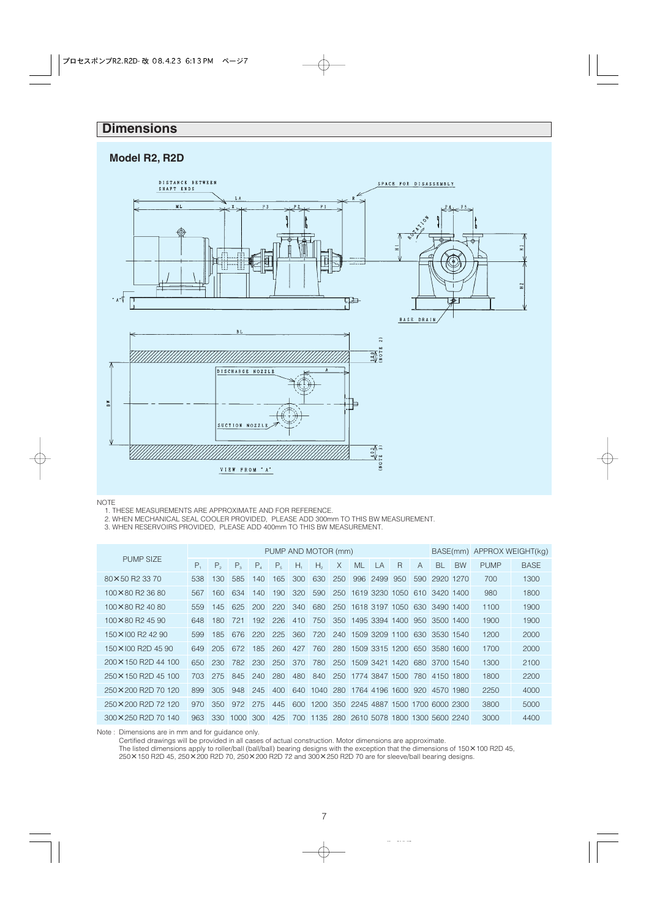## Dimensions

### Model R2, R2D

NOTE

1. THESE MEASUREMENTS ARE APPROXIMATE AND FOR REFERENCE.
2. WHEN MECHANICAL SEAL COOLER PROVIDED, PLEASE ADD 300mm TO THIS BW MEASUREMENT.
3. WHEN RESERVOIRS PROVIDED, PLEASE ADD 400mm TO THIS BW MEASUREMENT.

| PUMP SIZE | PUMP AND MOTOR (mm) | | | | | | | | | | | | BASE(mm) | | APPROX WEIGHT(kg) | |
|---|---|---|---|---|---|---|---|---|---|---|---|---|---|---|---|---|
| | $P_1$ | $P_2$ | $P_3$ | $P_4$ | $P_5$ | $H_1$ | $H_2$ | X | ML | LA | R | A | BL | BW | PUMP | BASE |
| 80×50 R2 33 70 | 538 | 130 | 585 | 140 | 165 | 300 | 630 | 250 | 996 | 2499 | 950 | 590 | 2920 | 1270 | 700 | 1300 |
| 100×80 R2 36 80 | 567 | 160 | 634 | 140 | 190 | 320 | 590 | 250 | 1619 | 3230 | 1050 | 610 | 3420 | 1400 | 980 | 1800 |
| 100×80 R2 40 80 | 559 | 145 | 625 | 200 | 220 | 340 | 680 | 250 | 1618 | 3197 | 1050 | 630 | 3490 | 1400 | 1100 | 1900 |
| 100×80 R2 45 90 | 648 | 180 | 721 | 192 | 226 | 410 | 750 | 350 | 1495 | 3394 | 1400 | 950 | 3500 | 1400 | 1900 | 1900 |
| 150×100 R2 42 90 | 599 | 185 | 676 | 220 | 225 | 360 | 720 | 240 | 1509 | 3209 | 1100 | 630 | 3530 | 1540 | 1200 | 2000 |
| 150×100 R2D 45 90 | 649 | 205 | 672 | 185 | 260 | 427 | 760 | 280 | 1509 | 3315 | 1200 | 650 | 3580 | 1600 | 1700 | 2000 |
| 200×150 R2D 44 100 | 650 | 230 | 782 | 230 | 250 | 370 | 780 | 250 | 1509 | 3421 | 1420 | 680 | 3700 | 1540 | 1300 | 2100 |
| 250×150 R2D 45 100 | 703 | 275 | 845 | 240 | 280 | 480 | 840 | 250 | 1774 | 3847 | 1500 | 780 | 4150 | 1800 | 1800 | 2200 |
| 250×200 R2D 70 120 | 899 | 305 | 948 | 245 | 400 | 640 | 1040 | 280 | 1764 | 4196 | 1600 | 920 | 4570 | 1980 | 2250 | 4000 |
| 250×200 R2D 72 120 | 970 | 350 | 972 | 275 | 445 | 600 | 1200 | 350 | 2245 | 4887 | 1500 | 1700 | 6000 | 2300 | 3800 | 5000 |
| 300×250 R2D 70 140 | 963 | 330 | 1000 | 300 | 425 | 700 | 1135 | 280 | 2610 | 5078 | 1800 | 1300 | 5600 | 2240 | 3000 | 4400 |

Note : Dimensions are in mm and for guidance only.
Certified drawings will be provided in all cases of actual construction. Motor dimensions are approximate.
The listed dimensions apply to roller/ball (ball/ball) bearing designs with the exception that the dimensions of 150×100 R2D 45, 250×150 R2D 45, 250×200 R2D 70, 250×200 R2D 72 and 300×250 R2D 70 are for sleeve/ball bearing designs.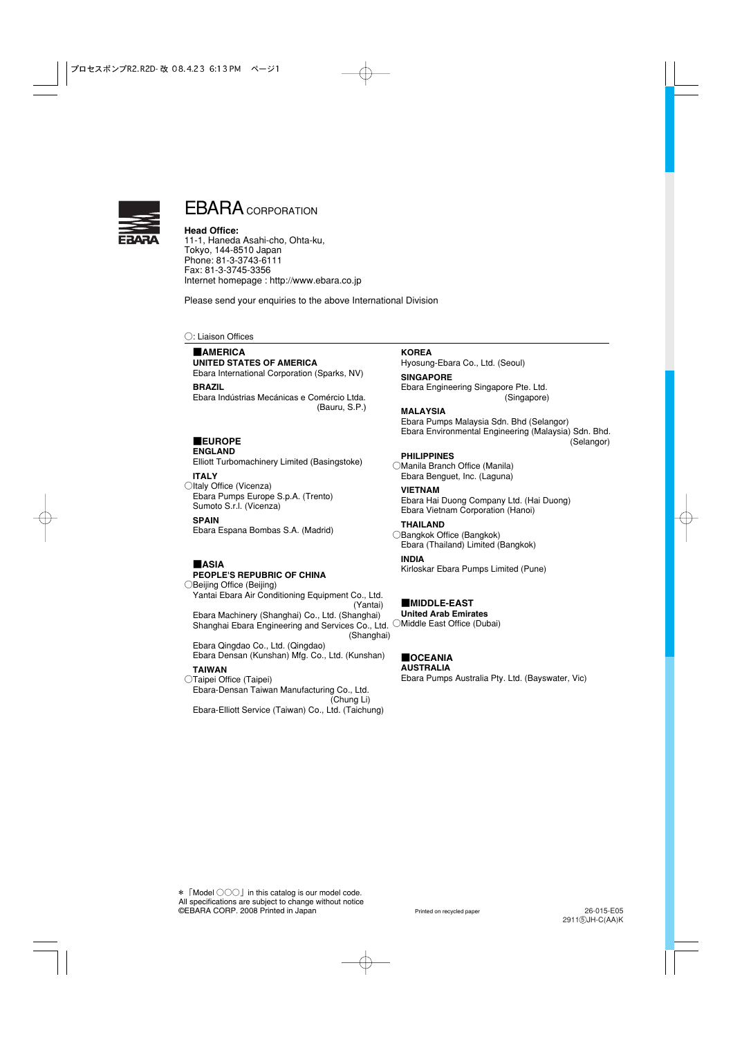# EBARA CORPORATION

**Head Office:**
11-1, Haneda Asahi-cho, Ohta-ku,
Tokyo, 144-8510 Japan
Phone: 81-3-3743-6111
Fax: 81-3-3745-3356
Internet homepage : http://www.ebara.co.jp

Please send your enquiries to the above International Division

○: Liaison Offices

## ■AMERICA

**UNITED STATES OF AMERICA**
Ebara International Corporation (Sparks, NV)

**BRAZIL**
Ebara Indústrias Mecânicas e Comércio Ltda. (Bauru, S.P.)

## ■EUROPE

**ENGLAND**
Elliott Turbomachinery Limited (Basingstoke)

**ITALY**
○Italy Office (Vicenza)
Ebara Pumps Europe S.p.A. (Trento)
Sumoto S.r.l. (Vicenza)

**SPAIN**
Ebara Espana Bombas S.A. (Madrid)

## ■ASIA

**PEOPLE'S REPUBLIC OF CHINA**
○Beijing Office (Beijing)
Yantai Ebara Air Conditioning Equipment Co., Ltd. (Yantai)
Ebara Machinery (Shanghai) Co., Ltd. (Shanghai)
Shanghai Ebara Engineering and Services Co., Ltd. (Shanghai)
Ebara Qingdao Co., Ltd. (Qingdao)
Ebara Densan (Kunshan) Mfg. Co., Ltd. (Kunshan)

**TAIWAN**
○Taipei Office (Taipei)
Ebara-Densan Taiwan Manufacturing Co., Ltd. (Chung Li)
Ebara-Elliott Service (Taiwan) Co., Ltd. (Taichung)

**KOREA**
Hyosung-Ebara Co., Ltd. (Seoul)

**SINGAPORE**
Ebara Engineering Singapore Pte. Ltd. (Singapore)

**MALAYSIA**
Ebara Pumps Malaysia Sdn. Bhd (Selangor)
Ebara Environmental Engineering (Malaysia) Sdn. Bhd. (Selangor)

**PHILIPPINES**
○Manila Branch Office (Manila)
Ebara Benguet, Inc. (Laguna)

**VIETNAM**
Ebara Hai Duong Company Ltd. (Hai Duong)
Ebara Vietnam Corporation (Hanoi)

**THAILAND**
○Bangkok Office (Bangkok)
Ebara (Thailand) Limited (Bangkok)

**INDIA**
Kirloskar Ebara Pumps Limited (Pune)

## ■MIDDLE-EAST

**United Arab Emirates**
○Middle East Office (Dubai)

## ■OCEANIA

**AUSTRALIA**
Ebara Pumps Australia Pty. Ltd. (Bayswater, Vic)

* 「Model ○○○」 in this catalog is our model code.
All specifications are subject to change without notice
©EBARA CORP. 2008 Printed in Japan

Printed on recycled paper

26-015-E05
2911⑤JH-C(AA)K